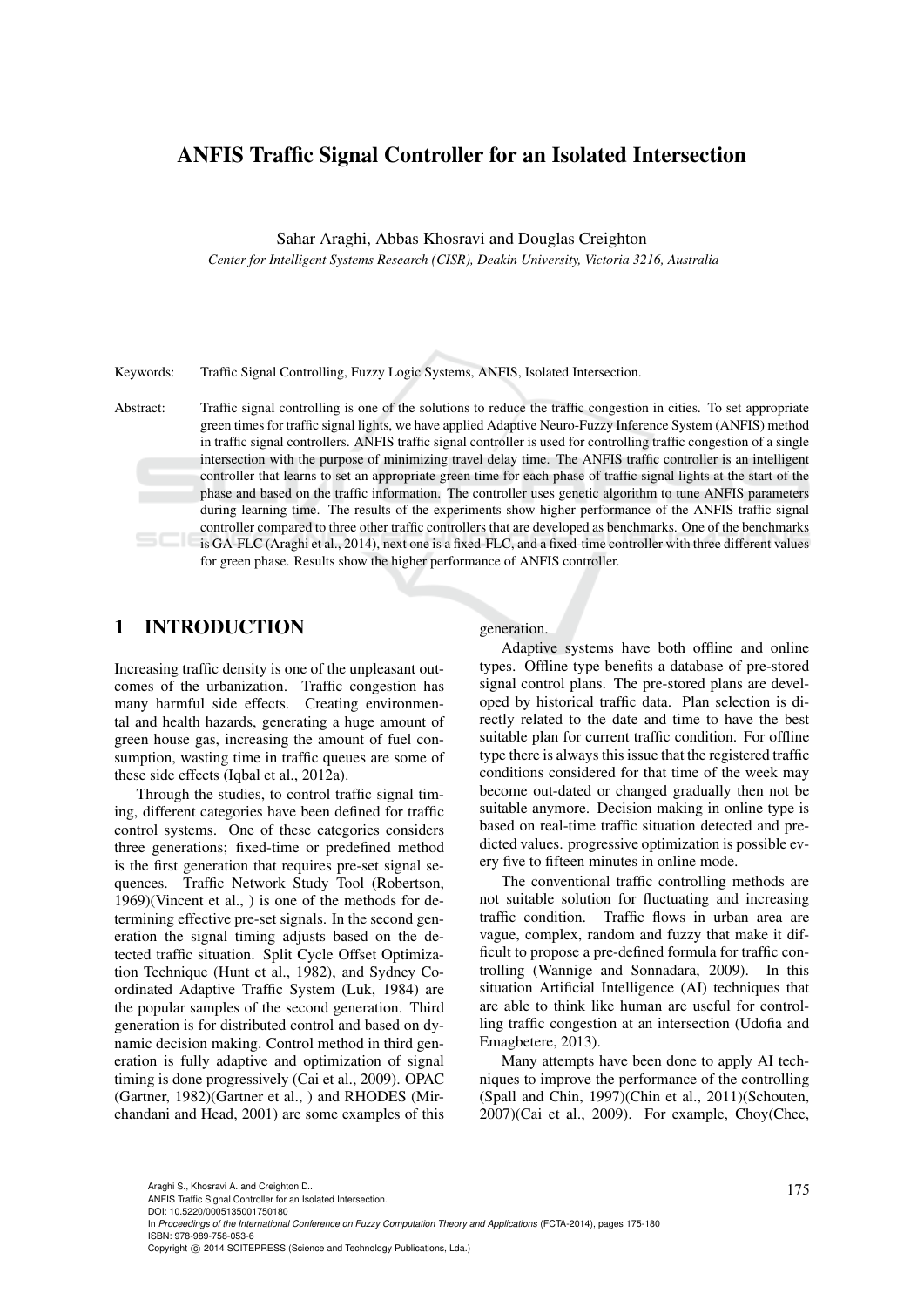# ANFIS Traffic Signal Controller for an Isolated Intersection

Sahar Araghi, Abbas Khosravi and Douglas Creighton

*Center for Intelligent Systems Research (CISR), Deakin University, Victoria 3216, Australia*

Keywords: Traffic Signal Controlling, Fuzzy Logic Systems, ANFIS, Isolated Intersection.

Abstract: Traffic signal controlling is one of the solutions to reduce the traffic congestion in cities. To set appropriate green times for traffic signal lights, we have applied Adaptive Neuro-Fuzzy Inference System (ANFIS) method in traffic signal controllers. ANFIS traffic signal controller is used for controlling traffic congestion of a single intersection with the purpose of minimizing travel delay time. The ANFIS traffic controller is an intelligent controller that learns to set an appropriate green time for each phase of traffic signal lights at the start of the phase and based on the traffic information. The controller uses genetic algorithm to tune ANFIS parameters during learning time. The results of the experiments show higher performance of the ANFIS traffic signal controller compared to three other traffic controllers that are developed as benchmarks. One of the benchmarks is GA-FLC (Araghi et al., 2014), next one is a fixed-FLC, and a fixed-time controller with three different values for green phase. Results show the higher performance of ANFIS controller.

## 1 INTRODUCTION

Increasing traffic density is one of the unpleasant outcomes of the urbanization. Traffic congestion has many harmful side effects. Creating environmental and health hazards, generating a huge amount of green house gas, increasing the amount of fuel consumption, wasting time in traffic queues are some of these side effects (Iqbal et al., 2012a).

Through the studies, to control traffic signal timing, different categories have been defined for traffic control systems. One of these categories considers three generations; fixed-time or predefined method is the first generation that requires pre-set signal sequences. Traffic Network Study Tool (Robertson, 1969)(Vincent et al., ) is one of the methods for determining effective pre-set signals. In the second generation the signal timing adjusts based on the detected traffic situation. Split Cycle Offset Optimization Technique (Hunt et al., 1982), and Sydney Coordinated Adaptive Traffic System (Luk, 1984) are the popular samples of the second generation. Third generation is for distributed control and based on dynamic decision making. Control method in third generation is fully adaptive and optimization of signal timing is done progressively (Cai et al., 2009). OPAC (Gartner, 1982)(Gartner et al., ) and RHODES (Mirchandani and Head, 2001) are some examples of this generation.

Adaptive systems have both offline and online types. Offline type benefits a database of pre-stored signal control plans. The pre-stored plans are developed by historical traffic data. Plan selection is directly related to the date and time to have the best suitable plan for current traffic condition. For offline type there is always this issue that the registered traffic conditions considered for that time of the week may become out-dated or changed gradually then not be suitable anymore. Decision making in online type is based on real-time traffic situation detected and predicted values. progressive optimization is possible every five to fifteen minutes in online mode.

The conventional traffic controlling methods are not suitable solution for fluctuating and increasing traffic condition. Traffic flows in urban area are vague, complex, random and fuzzy that make it difficult to propose a pre-defined formula for traffic controlling (Wannige and Sonnadara, 2009). In this situation Artificial Intelligence (AI) techniques that are able to think like human are useful for controlling traffic congestion at an intersection (Udofia and Emagbetere, 2013).

Many attempts have been done to apply AI techniques to improve the performance of the controlling (Spall and Chin, 1997)(Chin et al., 2011)(Schouten, 2007)(Cai et al., 2009). For example, Choy(Chee,

Araghi S., Khosravi A. and Creighton D..
ANFIS Traffic Signal Controller for an Isolated Intersection.
DOI: 10.5220/0005135001750180
In *Proceedings of the International Conference on Fuzzy Computation Theory and Applications* (FCTA-2014), pages 175-180
ISBN: 978-989-758-053-6
Copyright © 2014 SCITEPRESS (Science and Technology Publications, Lda.)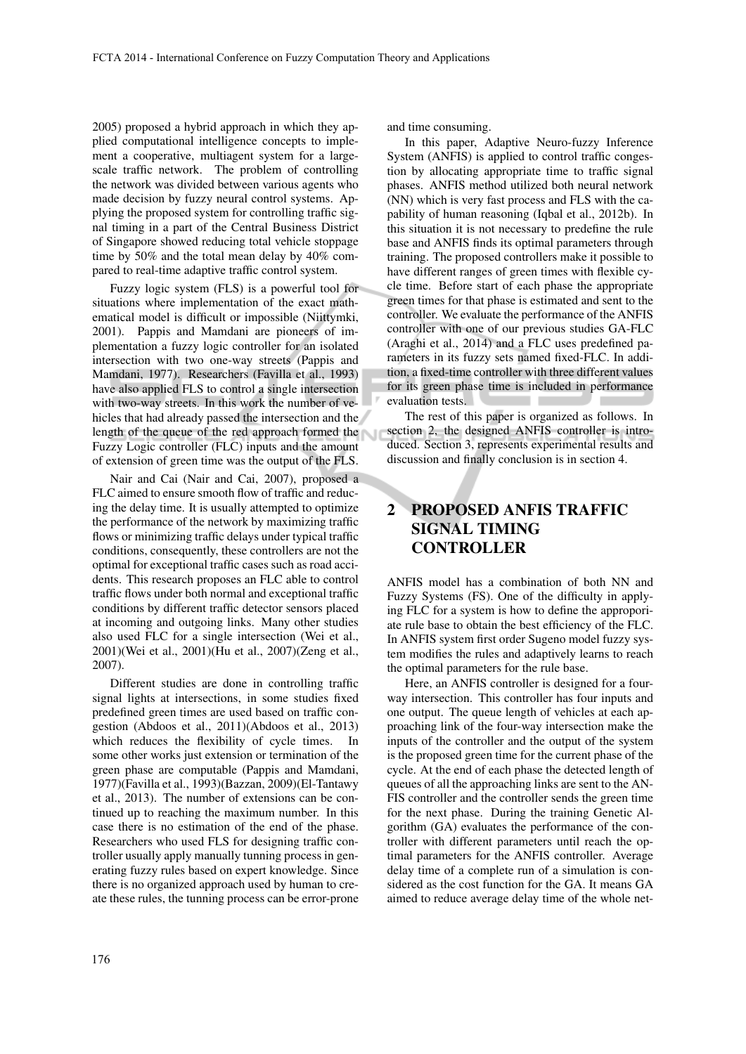2005) proposed a hybrid approach in which they applied computational intelligence concepts to implement a cooperative, multiagent system for a large-scale traffic network. The problem of controlling the network was divided between various agents who made decision by fuzzy neural control systems. Applying the proposed system for controlling traffic signal timing in a part of the Central Business District of Singapore showed reducing total vehicle stoppage time by 50% and the total mean delay by 40% compared to real-time adaptive traffic control system.

Fuzzy logic system (FLS) is a powerful tool for situations where implementation of the exact mathematical model is difficult or impossible (Niittymki, 2001). Pappis and Mamdani are pioneers of implementation a fuzzy logic controller for an isolated intersection with two one-way streets (Pappis and Mamdani, 1977). Researchers (Favilla et al., 1993) have also applied FLS to control a single intersection with two-way streets. In this work the number of vehicles that had already passed the intersection and the length of the queue of the red approach formed the Fuzzy Logic controller (FLC) inputs and the amount of extension of green time was the output of the FLS.

Nair and Cai (Nair and Cai, 2007), proposed a FLC aimed to ensure smooth flow of traffic and reducing the delay time. It is usually attempted to optimize the performance of the network by maximizing traffic flows or minimizing traffic delays under typical traffic conditions, consequently, these controllers are not the optimal for exceptional traffic cases such as road accidents. This research proposes an FLC able to control traffic flows under both normal and exceptional traffic conditions by different traffic detector sensors placed at incoming and outgoing links. Many other studies also used FLC for a single intersection (Wei et al., 2001)(Wei et al., 2001)(Hu et al., 2007)(Zeng et al., 2007).

Different studies are done in controlling traffic signal lights at intersections, in some studies fixed predefined green times are used based on traffic congestion (Abdoos et al., 2011)(Abdoos et al., 2013) which reduces the flexibility of cycle times. In some other works just extension or termination of the green phase are computable (Pappis and Mamdani, 1977)(Favilla et al., 1993)(Bazzan, 2009)(El-Tantawy et al., 2013). The number of extensions can be continued up to reaching the maximum number. In this case there is no estimation of the end of the phase. Researchers who used FLS for designing traffic controller usually apply manually tunning process in generating fuzzy rules based on expert knowledge. Since there is no organized approach used by human to create these rules, the tunning process can be error-prone and time consuming.

In this paper, Adaptive Neuro-fuzzy Inference System (ANFIS) is applied to control traffic congestion by allocating appropriate time to traffic signal phases. ANFIS method utilized both neural network (NN) which is very fast process and FLS with the capability of human reasoning (Iqbal et al., 2012b). In this situation it is not necessary to predefine the rule base and ANFIS finds its optimal parameters through training. The proposed controllers make it possible to have different ranges of green times with flexible cycle time. Before start of each phase the appropriate green times for that phase is estimated and sent to the controller. We evaluate the performance of the ANFIS controller with one of our previous studies GA-FLC (Araghi et al., 2014) and a FLC uses predefined parameters in its fuzzy sets named fixed-FLC. In addition, a fixed-time controller with three different values for its green phase time is included in performance evaluation tests.

The rest of this paper is organized as follows. In section 2, the designed ANFIS controller is introduced. Section 3, represents experimental results and discussion and finally conclusion is in section 4.

## 2 PROPOSED ANFIS TRAFFIC SIGNAL TIMING CONTROLLER

ANFIS model has a combination of both NN and Fuzzy Systems (FS). One of the difficulty in applying FLC for a system is how to define the approporiate rule base to obtain the best efficiency of the FLC. In ANFIS system first order Sugeno model fuzzy system modifies the rules and adaptively learns to reach the optimal parameters for the rule base.

Here, an ANFIS controller is designed for a four-way intersection. This controller has four inputs and one output. The queue length of vehicles at each approaching link of the four-way intersection make the inputs of the controller and the output of the system is the proposed green time for the current phase of the cycle. At the end of each phase the detected length of queues of all the approaching links are sent to the ANFIS controller and the controller sends the green time for the next phase. During the training Genetic Algorithm (GA) evaluates the performance of the controller with different parameters until reach the optimal parameters for the ANFIS controller. Average delay time of a complete run of a simulation is considered as the cost function for the GA. It means GA aimed to reduce average delay time of the whole net-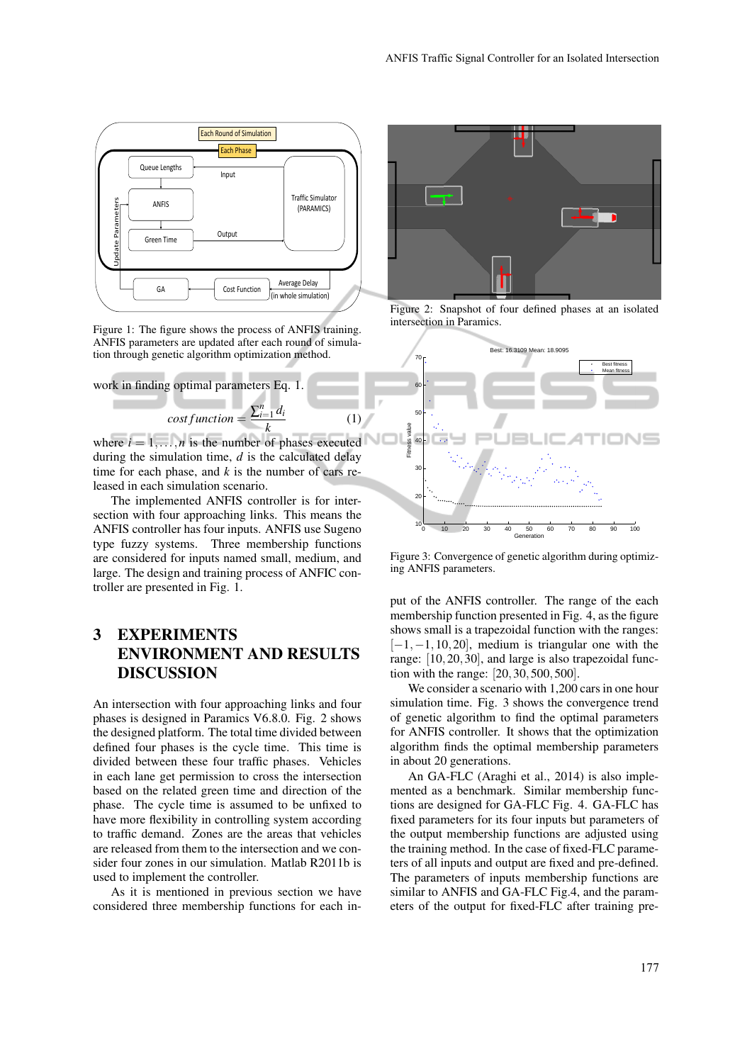Figure 1: The figure shows the process of ANFIS training. ANFIS parameters are updated after each round of simulation through genetic algorithm optimization method.

work in finding optimal parameters Eq. 1.

$$cost\,function = \frac{\sum_{i=1}^{n} d_i}{k} \tag{1}$$

where $i = 1,\ldots,n$ is the number of phases executed during the simulation time, $d$ is the calculated delay time for each phase, and $k$ is the number of cars released in each simulation scenario.

The implemented ANFIS controller is for intersection with four approaching links. This means the ANFIS controller has four inputs. ANFIS use Sugeno type fuzzy systems. Three membership functions are considered for inputs named small, medium, and large. The design and training process of ANFIC controller are presented in Fig. 1.

# 3 EXPERIMENTS ENVIRONMENT AND RESULTS DISCUSSION

An intersection with four approaching links and four phases is designed in Paramics V6.8.0. Fig. 2 shows the designed platform. The total time divided between defined four phases is the cycle time. This time is divided between these four traffic phases. Vehicles in each lane get permission to cross the intersection based on the related green time and direction of the phase. The cycle time is assumed to be unfixed to have more flexibility in controlling system according to traffic demand. Zones are the areas that vehicles are released from them to the intersection and we consider four zones in our simulation. Matlab R2011b is used to implement the controller.

As it is mentioned in previous section we have considered three membership functions for each input of the ANFIS controller. The range of the each membership function presented in Fig. 4, as the figure shows small is a trapezoidal function with the ranges: $[-1,-1,10,20]$, medium is triangular one with the range: $[10,20,30]$, and large is also trapezoidal function with the range: $[20,30,500,500]$.

Figure 2: Snapshot of four defined phases at an isolated intersection in Paramics.

Figure 3: Convergence of genetic algorithm during optimizing ANFIS parameters.

We consider a scenario with 1,200 cars in one hour simulation time. Fig. 3 shows the convergence trend of genetic algorithm to find the optimal parameters for ANFIS controller. It shows that the optimization algorithm finds the optimal membership parameters in about 20 generations.

An GA-FLC (Araghi et al., 2014) is also implemented as a benchmark. Similar membership functions are designed for GA-FLC Fig. 4. GA-FLC has fixed parameters for its four inputs but parameters of the output membership functions are adjusted using the training method. In the case of fixed-FLC parameters of all inputs and output are fixed and pre-defined. The parameters of inputs membership functions are similar to ANFIS and GA-FLC Fig.4, and the parameters of the output for fixed-FLC after training pre-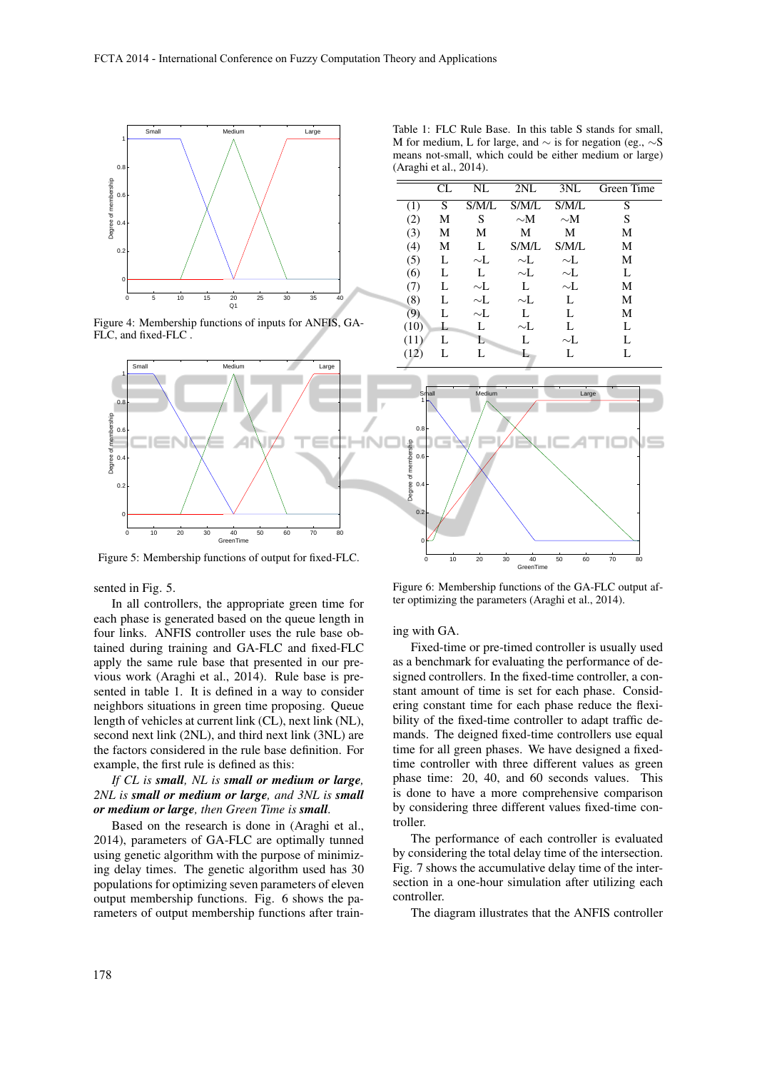Figure 4: Membership functions of inputs for ANFIS, GA-FLC, and fixed-FLC .

Figure 5: Membership functions of output for fixed-FLC.

Table 1: FLC Rule Base. In this table S stands for small, M for medium, L for large, and ∼ is for negation (eg., ∼S means not-small, which could be either medium or large) (Araghi et al., 2014).

| | CL | NL | 2NL | 3NL | Green Time |
|---|---|---|---|---|---|
| (1) | S | S/M/L | S/M/L | S/M/L | S |
| (2) | M | S | ∼M | ∼M | S |
| (3) | M | M | M | M | M |
| (4) | M | L | S/M/L | S/M/L | M |
| (5) | L | ∼L | ∼L | ∼L | M |
| (6) | L | L | ∼L | ∼L | L |
| (7) | L | ∼L | L | ∼L | M |
| (8) | L | ∼L | ∼L | L | M |
| (9) | L | ∼L | L | L | M |
| (10) | L | L | ∼L | L | L |
| (11) | L | L | L | ∼L | L |
| (12) | L | L | L | L | L |

Figure 6: Membership functions of the GA-FLC output after optimizing the parameters (Araghi et al., 2014).

sented in Fig. 5.

In all controllers, the appropriate green time for each phase is generated based on the queue length in four links. ANFIS controller uses the rule base obtained during training and GA-FLC and fixed-FLC apply the same rule base that presented in our previous work (Araghi et al., 2014). Rule base is presented in table 1. It is defined in a way to consider neighbors situations in green time proposing. Queue length of vehicles at current link (CL), next link (NL), second next link (2NL), and third next link (3NL) are the factors considered in the rule base definition. For example, the first rule is defined as this:

*If CL is **small**, NL is **small or medium or large**, 2NL is **small or medium or large**, and 3NL is **small or medium or large**, then Green Time is **small**.*

Based on the research is done in (Araghi et al., 2014), parameters of GA-FLC are optimally tunned using genetic algorithm with the purpose of minimizing delay times. The genetic algorithm used has 30 populations for optimizing seven parameters of eleven output membership functions. Fig. 6 shows the parameters of output membership functions after training with GA.

Fixed-time or pre-timed controller is usually used as a benchmark for evaluating the performance of designed controllers. In the fixed-time controller, a constant amount of time is set for each phase. Considering constant time for each phase reduce the flexibility of the fixed-time controller to adapt traffic demands. The deigned fixed-time controllers use equal time for all green phases. We have designed a fixed-time controller with three different values as green phase time: 20, 40, and 60 seconds values. This is done to have a more comprehensive comparison by considering three different values fixed-time controller.

The performance of each controller is evaluated by considering the total delay time of the intersection. Fig. 7 shows the accumulative delay time of the intersection in a one-hour simulation after utilizing each controller.

The diagram illustrates that the ANFIS controller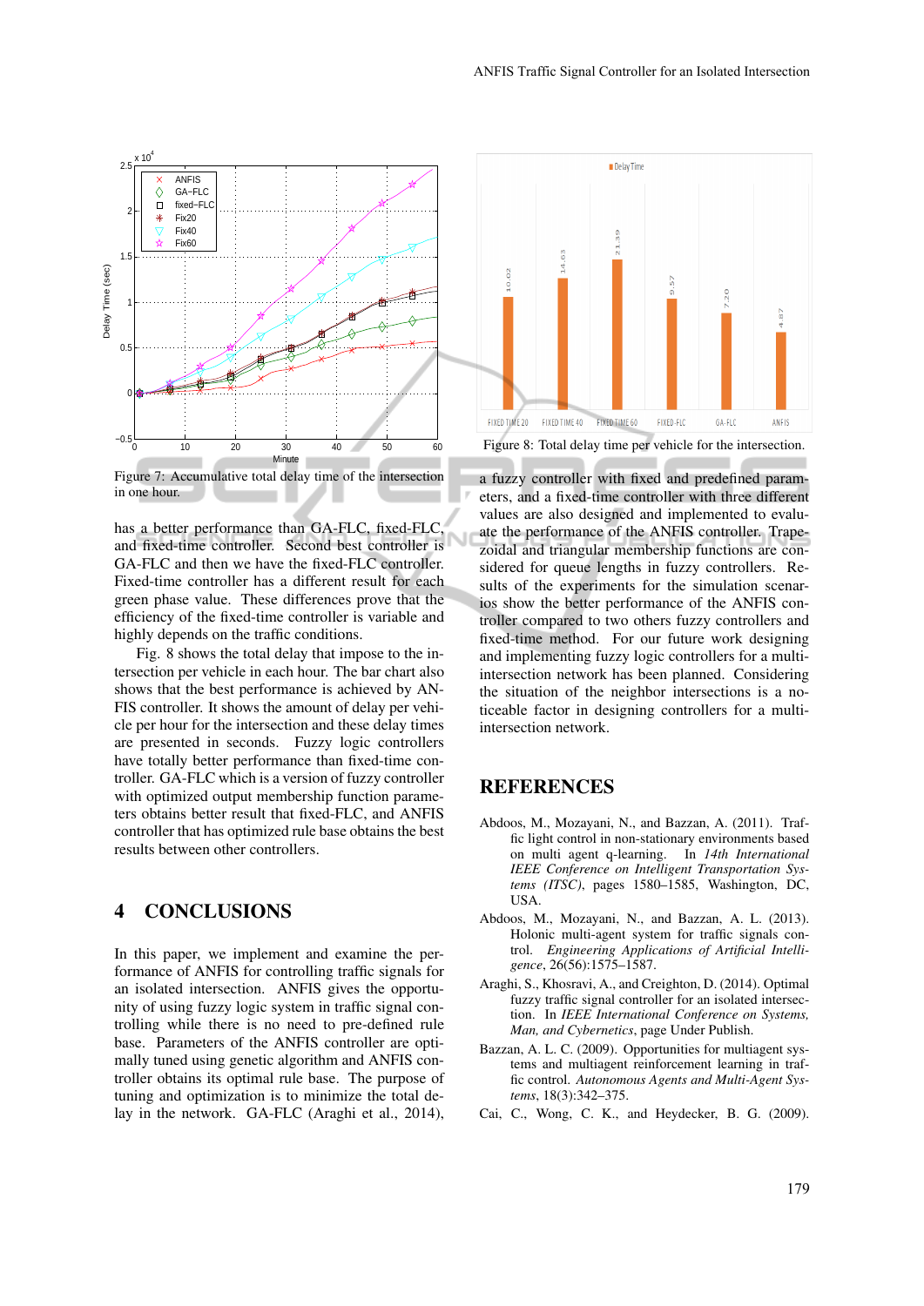Figure 7: Accumulative total delay time of the intersection in one hour.

Figure 8: Total delay time per vehicle for the intersection.

has a better performance than GA-FLC, fixed-FLC, and fixed-time controller. Second best controller is GA-FLC and then we have the fixed-FLC controller. Fixed-time controller has a different result for each green phase value. These differences prove that the efficiency of the fixed-time controller is variable and highly depends on the traffic conditions.

Fig. 8 shows the total delay that impose to the intersection per vehicle in each hour. The bar chart also shows that the best performance is achieved by ANFIS controller. It shows the amount of delay per vehicle per hour for the intersection and these delay times are presented in seconds. Fuzzy logic controllers have totally better performance than fixed-time controller. GA-FLC which is a version of fuzzy controller with optimized output membership function parameters obtains better result that fixed-FLC, and ANFIS controller that has optimized rule base obtains the best results between other controllers.

# 4 CONCLUSIONS

In this paper, we implement and examine the performance of ANFIS for controlling traffic signals for an isolated intersection. ANFIS gives the opportunity of using fuzzy logic system in traffic signal controlling while there is no need to pre-defined rule base. Parameters of the ANFIS controller are optimally tuned using genetic algorithm and ANFIS controller obtains its optimal rule base. The purpose of tuning and optimization is to minimize the total delay in the network. GA-FLC (Araghi et al., 2014), a fuzzy controller with fixed and predefined parameters, and a fixed-time controller with three different values are also designed and implemented to evaluate the performance of the ANFIS controller. Trapezoidal and triangular membership functions are considered for queue lengths in fuzzy controllers. Results of the experiments for the simulation scenarios show the better performance of the ANFIS controller compared to two others fuzzy controllers and fixed-time method. For our future work designing and implementing fuzzy logic controllers for a multi-intersection network has been planned. Considering the situation of the neighbor intersections is a noticeable factor in designing controllers for a multi-intersection network.

# REFERENCES

Abdoos, M., Mozayani, N., and Bazzan, A. (2011). Traffic light control in non-stationary environments based on multi agent q-learning. In *14th International IEEE Conference on Intelligent Transportation Systems (ITSC)*, pages 1580–1585, Washington, DC, USA.

Abdoos, M., Mozayani, N., and Bazzan, A. L. (2013). Holonic multi-agent system for traffic signals control. *Engineering Applications of Artificial Intelligence*, 26(56):1575–1587.

Araghi, S., Khosravi, A., and Creighton, D. (2014). Optimal fuzzy traffic signal controller for an isolated intersection. In *IEEE International Conference on Systems, Man, and Cybernetics*, page Under Publish.

Bazzan, A. L. C. (2009). Opportunities for multiagent systems and multiagent reinforcement learning in traffic control. *Autonomous Agents and Multi-Agent Systems*, 18(3):342–375.

Cai, C., Wong, C. K., and Heydecker, B. G. (2009).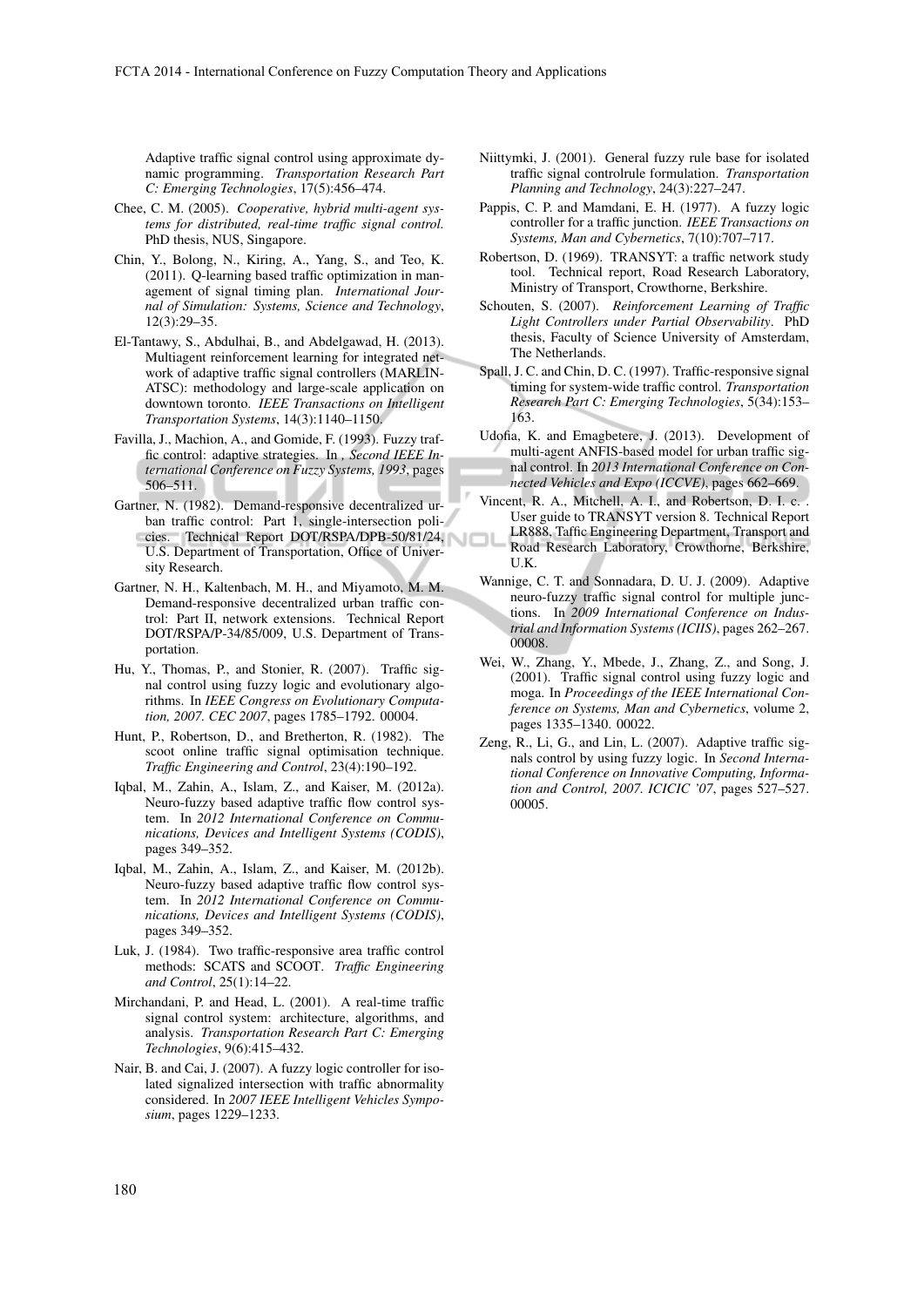Adaptive traffic signal control using approximate dynamic programming. *Transportation Research Part C: Emerging Technologies*, 17(5):456–474.

Chee, C. M. (2005). *Cooperative, hybrid multi-agent systems for distributed, real-time traffic signal control.* PhD thesis, NUS, Singapore.

Chin, Y., Bolong, N., Kiring, A., Yang, S., and Teo, K. (2011). Q-learning based traffic optimization in management of signal timing plan. *International Journal of Simulation: Systems, Science and Technology*, 12(3):29–35.

El-Tantawy, S., Abdulhai, B., and Abdelgawad, H. (2013). Multiagent reinforcement learning for integrated network of adaptive traffic signal controllers (MARLIN-ATSC): methodology and large-scale application on downtown toronto. *IEEE Transactions on Intelligent Transportation Systems*, 14(3):1140–1150.

Favilla, J., Machion, A., and Gomide, F. (1993). Fuzzy traffic control: adaptive strategies. In *, Second IEEE International Conference on Fuzzy Systems, 1993*, pages 506–511.

Gartner, N. (1982). Demand-responsive decentralized urban traffic control: Part 1, single-intersection policies. Technical Report DOT/RSPA/DPB-50/81/24, U.S. Department of Transportation, Office of University Research.

Gartner, N. H., Kaltenbach, M. H., and Miyamoto, M. M. Demand-responsive decentralized urban traffic control: Part II, network extensions. Technical Report DOT/RSPA/P-34/85/009, U.S. Department of Transportation.

Hu, Y., Thomas, P., and Stonier, R. (2007). Traffic signal control using fuzzy logic and evolutionary algorithms. In *IEEE Congress on Evolutionary Computation, 2007. CEC 2007*, pages 1785–1792. 00004.

Hunt, P., Robertson, D., and Bretherton, R. (1982). The scoot online traffic signal optimisation technique. *Traffic Engineering and Control*, 23(4):190–192.

Iqbal, M., Zahin, A., Islam, Z., and Kaiser, M. (2012a). Neuro-fuzzy based adaptive traffic flow control system. In *2012 International Conference on Communications, Devices and Intelligent Systems (CODIS)*, pages 349–352.

Iqbal, M., Zahin, A., Islam, Z., and Kaiser, M. (2012b). Neuro-fuzzy based adaptive traffic flow control system. In *2012 International Conference on Communications, Devices and Intelligent Systems (CODIS)*, pages 349–352.

Luk, J. (1984). Two traffic-responsive area traffic control methods: SCATS and SCOOT. *Traffic Engineering and Control*, 25(1):14–22.

Mirchandani, P. and Head, L. (2001). A real-time traffic signal control system: architecture, algorithms, and analysis. *Transportation Research Part C: Emerging Technologies*, 9(6):415–432.

Nair, B. and Cai, J. (2007). A fuzzy logic controller for isolated signalized intersection with traffic abnormality considered. In *2007 IEEE Intelligent Vehicles Symposium*, pages 1229–1233.

Niittymki, J. (2001). General fuzzy rule base for isolated traffic signal controlrule formulation. *Transportation Planning and Technology*, 24(3):227–247.

Pappis, C. P. and Mamdani, E. H. (1977). A fuzzy logic controller for a traffic junction. *IEEE Transactions on Systems, Man and Cybernetics*, 7(10):707–717.

Robertson, D. (1969). TRANSYT: a traffic network study tool. Technical report, Road Research Laboratory, Ministry of Transport, Crowthorne, Berkshire.

Schouten, S. (2007). *Reinforcement Learning of Traffic Light Controllers under Partial Observability*. PhD thesis, Faculty of Science University of Amsterdam, The Netherlands.

Spall, J. C. and Chin, D. C. (1997). Traffic-responsive signal timing for system-wide traffic control. *Transportation Research Part C: Emerging Technologies*, 5(34):153–163.

Udofia, K. and Emagbetere, J. (2013). Development of multi-agent ANFIS-based model for urban traffic signal control. In *2013 International Conference on Connected Vehicles and Expo (ICCVE)*, pages 662–669.

Vincent, R. A., Mitchell, A. I., and Robertson, D. I. c. . User guide to TRANSYT version 8. Technical Report LR888, Taffic Engineering Department, Transport and Road Research Laboratory, Crowthorne, Berkshire, U.K.

Wannige, C. T. and Sonnadara, D. U. J. (2009). Adaptive neuro-fuzzy traffic signal control for multiple junctions. In *2009 International Conference on Industrial and Information Systems (ICIIS)*, pages 262–267. 00008.

Wei, W., Zhang, Y., Mbede, J., Zhang, Z., and Song, J. (2001). Traffic signal control using fuzzy logic and moga. In *Proceedings of the IEEE International Conference on Systems, Man and Cybernetics*, volume 2, pages 1335–1340. 00022.

Zeng, R., Li, G., and Lin, L. (2007). Adaptive traffic signals control by using fuzzy logic. In *Second International Conference on Innovative Computing, Information and Control, 2007. ICICIC '07*, pages 527–527. 00005.